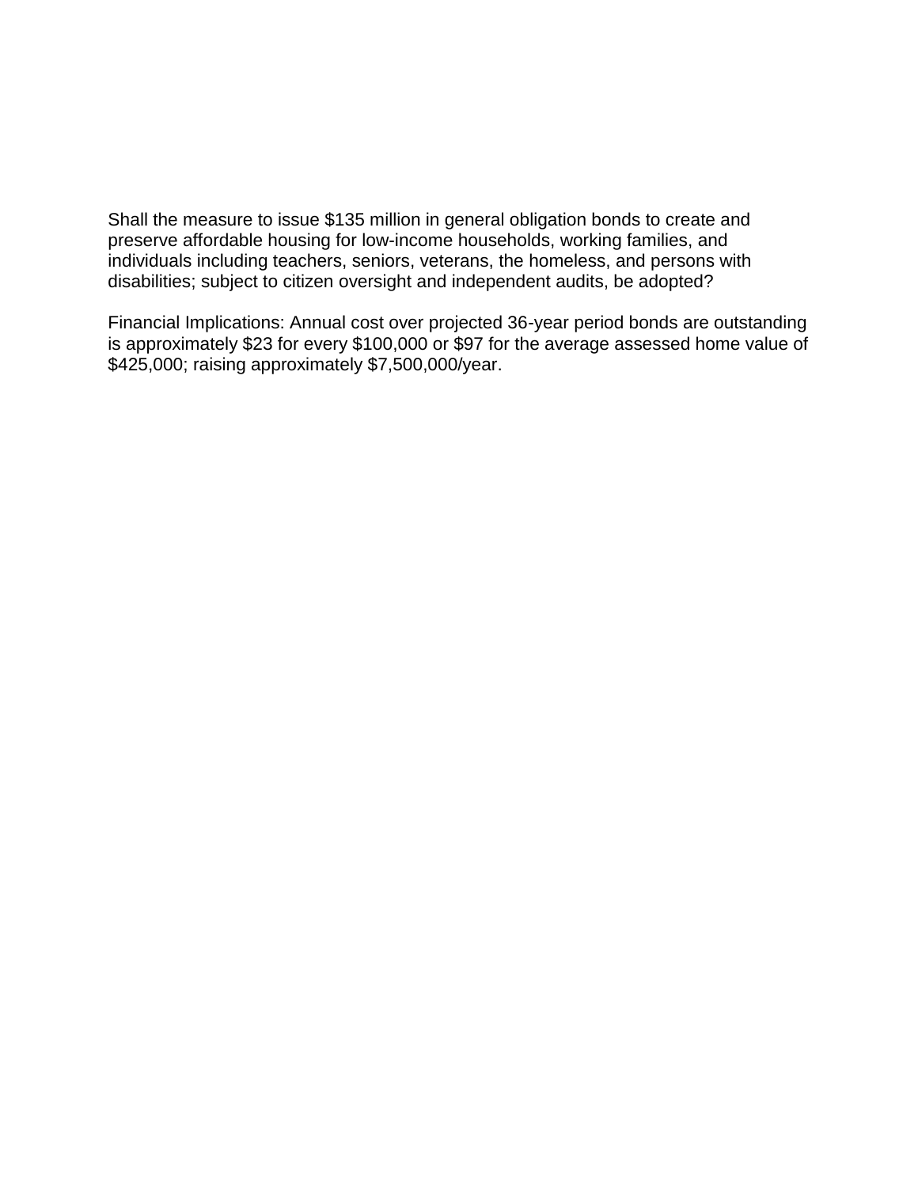Shall the measure to issue $135 million in general obligation bonds to create and preserve affordable housing for low-income households, working families, and individuals including teachers, seniors, veterans, the homeless, and persons with disabilities; subject to citizen oversight and independent audits, be adopted?

Financial Implications: Annual cost over projected 36-year period bonds are outstanding is approximately $23 for every $100,000 or $97 for the average assessed home value of $425,000; raising approximately $7,500,000/year.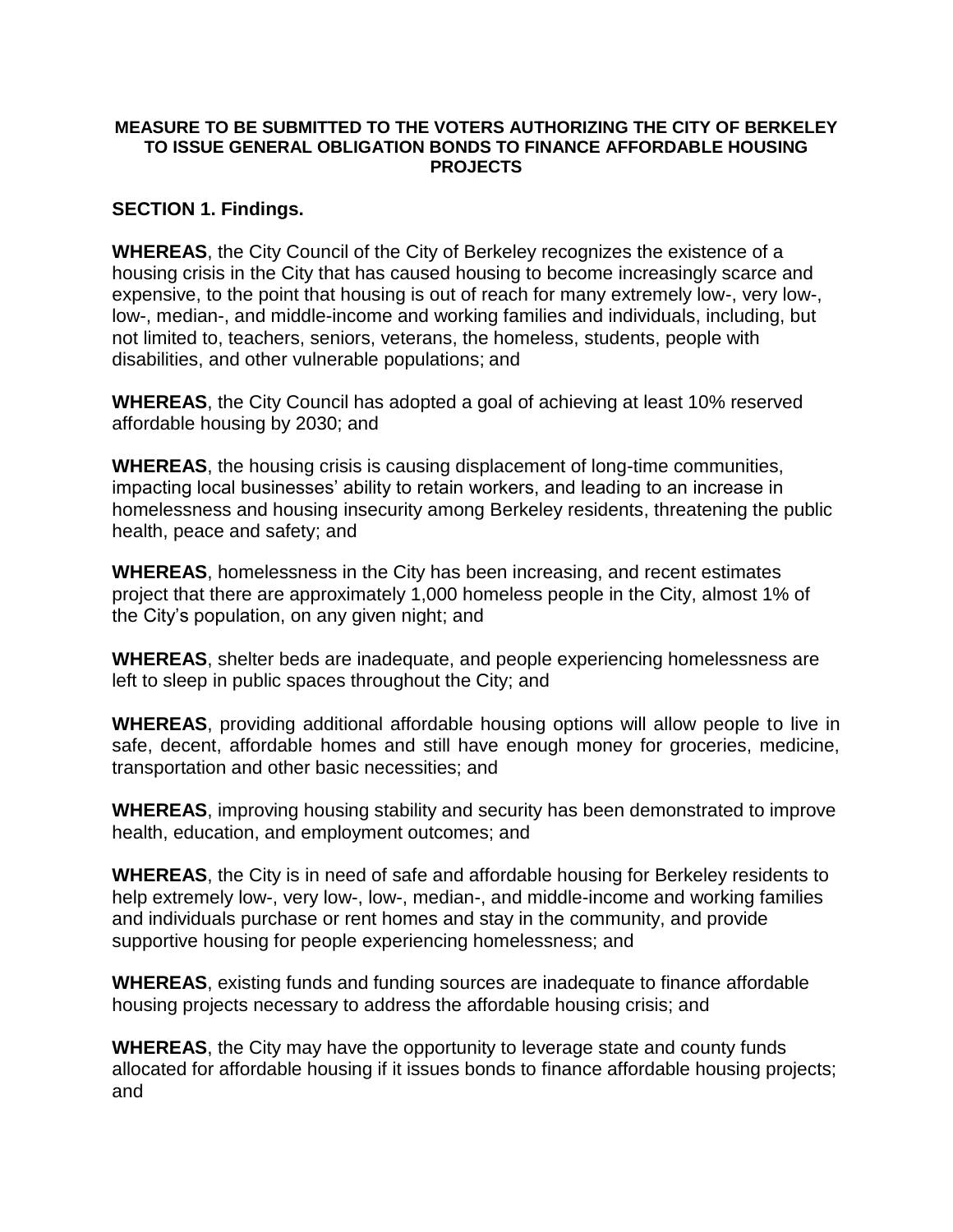**MEASURE TO BE SUBMITTED TO THE VOTERS AUTHORIZING THE CITY OF BERKELEY TO ISSUE GENERAL OBLIGATION BONDS TO FINANCE AFFORDABLE HOUSING PROJECTS**

## SECTION 1. Findings.

**WHEREAS**, the City Council of the City of Berkeley recognizes the existence of a housing crisis in the City that has caused housing to become increasingly scarce and expensive, to the point that housing is out of reach for many extremely low-, very low-, low-, median-, and middle-income and working families and individuals, including, but not limited to, teachers, seniors, veterans, the homeless, students, people with disabilities, and other vulnerable populations; and

**WHEREAS**, the City Council has adopted a goal of achieving at least 10% reserved affordable housing by 2030; and

**WHEREAS**, the housing crisis is causing displacement of long-time communities, impacting local businesses' ability to retain workers, and leading to an increase in homelessness and housing insecurity among Berkeley residents, threatening the public health, peace and safety; and

**WHEREAS**, homelessness in the City has been increasing, and recent estimates project that there are approximately 1,000 homeless people in the City, almost 1% of the City's population, on any given night; and

**WHEREAS**, shelter beds are inadequate, and people experiencing homelessness are left to sleep in public spaces throughout the City; and

**WHEREAS**, providing additional affordable housing options will allow people to live in safe, decent, affordable homes and still have enough money for groceries, medicine, transportation and other basic necessities; and

**WHEREAS**, improving housing stability and security has been demonstrated to improve health, education, and employment outcomes; and

**WHEREAS**, the City is in need of safe and affordable housing for Berkeley residents to help extremely low-, very low-, low-, median-, and middle-income and working families and individuals purchase or rent homes and stay in the community, and provide supportive housing for people experiencing homelessness; and

**WHEREAS**, existing funds and funding sources are inadequate to finance affordable housing projects necessary to address the affordable housing crisis; and

**WHEREAS**, the City may have the opportunity to leverage state and county funds allocated for affordable housing if it issues bonds to finance affordable housing projects; and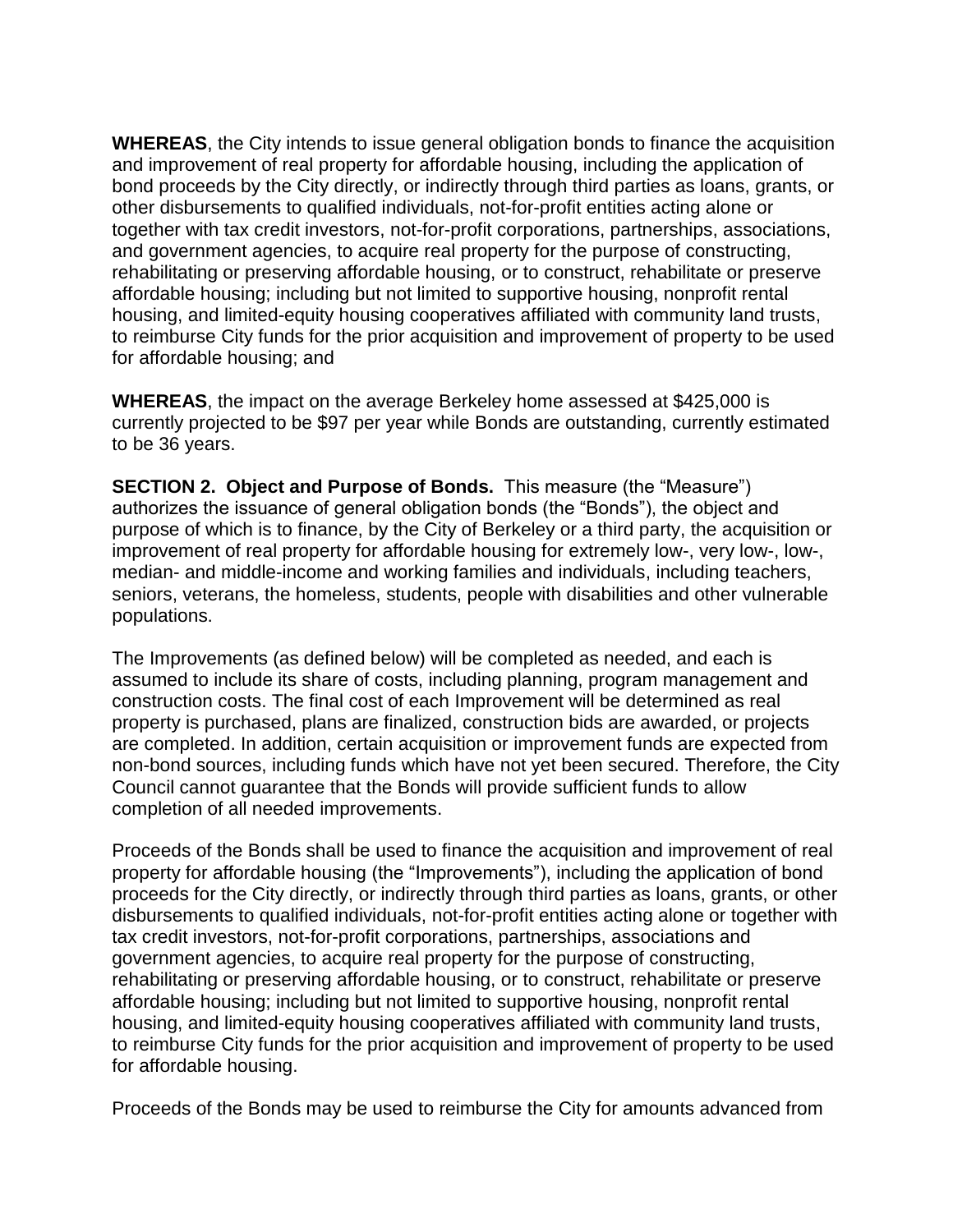**WHEREAS**, the City intends to issue general obligation bonds to finance the acquisition and improvement of real property for affordable housing, including the application of bond proceeds by the City directly, or indirectly through third parties as loans, grants, or other disbursements to qualified individuals, not-for-profit entities acting alone or together with tax credit investors, not-for-profit corporations, partnerships, associations, and government agencies, to acquire real property for the purpose of constructing, rehabilitating or preserving affordable housing, or to construct, rehabilitate or preserve affordable housing; including but not limited to supportive housing, nonprofit rental housing, and limited-equity housing cooperatives affiliated with community land trusts, to reimburse City funds for the prior acquisition and improvement of property to be used for affordable housing; and

**WHEREAS**, the impact on the average Berkeley home assessed at $425,000 is currently projected to be $97 per year while Bonds are outstanding, currently estimated to be 36 years.

**SECTION 2. Object and Purpose of Bonds.** This measure (the "Measure") authorizes the issuance of general obligation bonds (the "Bonds"), the object and purpose of which is to finance, by the City of Berkeley or a third party, the acquisition or improvement of real property for affordable housing for extremely low-, very low-, low-, median- and middle-income and working families and individuals, including teachers, seniors, veterans, the homeless, students, people with disabilities and other vulnerable populations.

The Improvements (as defined below) will be completed as needed, and each is assumed to include its share of costs, including planning, program management and construction costs. The final cost of each Improvement will be determined as real property is purchased, plans are finalized, construction bids are awarded, or projects are completed. In addition, certain acquisition or improvement funds are expected from non-bond sources, including funds which have not yet been secured. Therefore, the City Council cannot guarantee that the Bonds will provide sufficient funds to allow completion of all needed improvements.

Proceeds of the Bonds shall be used to finance the acquisition and improvement of real property for affordable housing (the "Improvements"), including the application of bond proceeds for the City directly, or indirectly through third parties as loans, grants, or other disbursements to qualified individuals, not-for-profit entities acting alone or together with tax credit investors, not-for-profit corporations, partnerships, associations and government agencies, to acquire real property for the purpose of constructing, rehabilitating or preserving affordable housing, or to construct, rehabilitate or preserve affordable housing; including but not limited to supportive housing, nonprofit rental housing, and limited-equity housing cooperatives affiliated with community land trusts, to reimburse City funds for the prior acquisition and improvement of property to be used for affordable housing.

Proceeds of the Bonds may be used to reimburse the City for amounts advanced from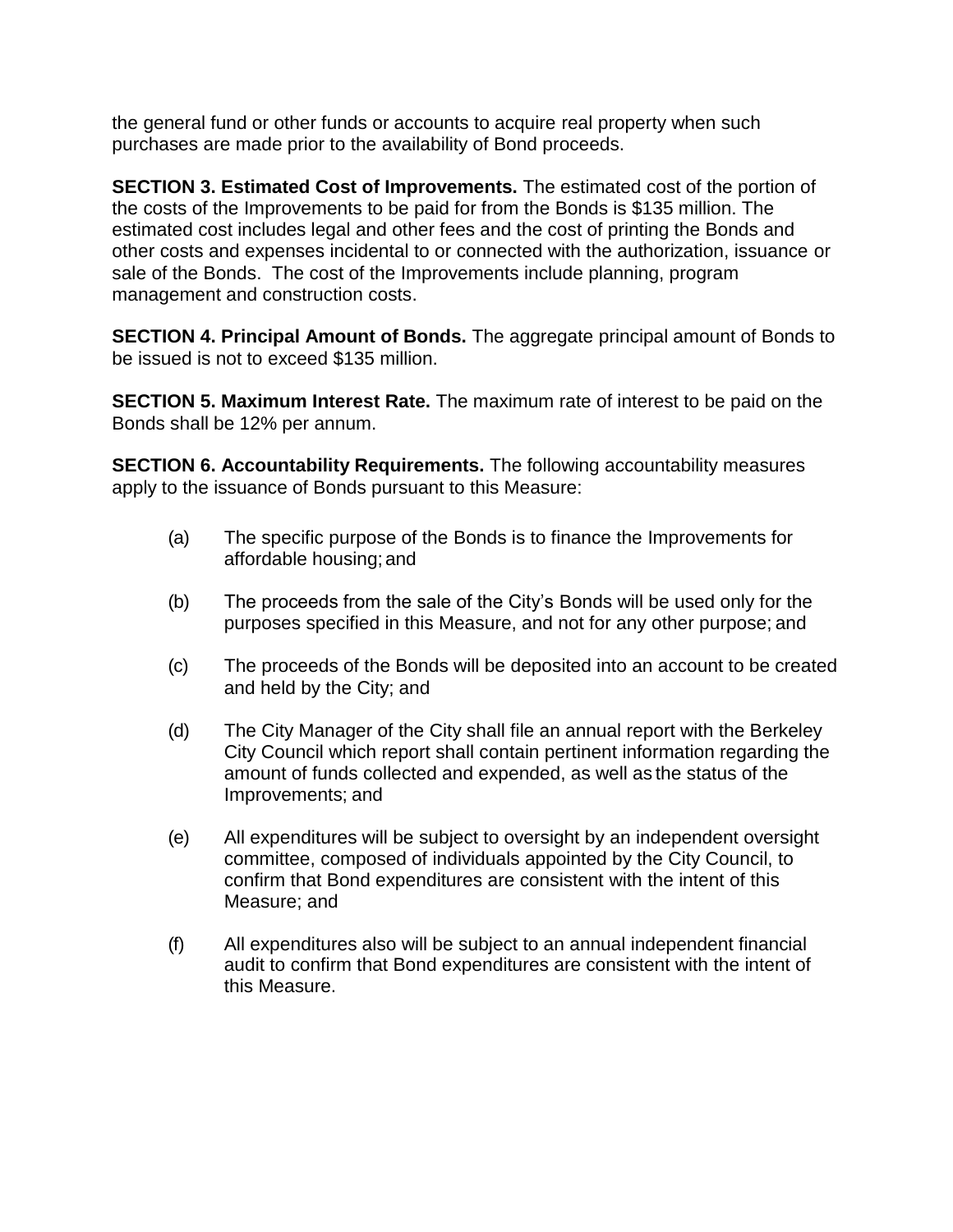the general fund or other funds or accounts to acquire real property when such purchases are made prior to the availability of Bond proceeds.

**SECTION 3. Estimated Cost of Improvements.** The estimated cost of the portion of the costs of the Improvements to be paid for from the Bonds is $135 million. The estimated cost includes legal and other fees and the cost of printing the Bonds and other costs and expenses incidental to or connected with the authorization, issuance or sale of the Bonds. The cost of the Improvements include planning, program management and construction costs.

**SECTION 4. Principal Amount of Bonds.** The aggregate principal amount of Bonds to be issued is not to exceed $135 million.

**SECTION 5. Maximum Interest Rate.** The maximum rate of interest to be paid on the Bonds shall be 12% per annum.

**SECTION 6. Accountability Requirements.** The following accountability measures apply to the issuance of Bonds pursuant to this Measure:

(a) The specific purpose of the Bonds is to finance the Improvements for affordable housing; and

(b) The proceeds from the sale of the City's Bonds will be used only for the purposes specified in this Measure, and not for any other purpose; and

(c) The proceeds of the Bonds will be deposited into an account to be created and held by the City; and

(d) The City Manager of the City shall file an annual report with the Berkeley City Council which report shall contain pertinent information regarding the amount of funds collected and expended, as well as the status of the Improvements; and

(e) All expenditures will be subject to oversight by an independent oversight committee, composed of individuals appointed by the City Council, to confirm that Bond expenditures are consistent with the intent of this Measure; and

(f) All expenditures also will be subject to an annual independent financial audit to confirm that Bond expenditures are consistent with the intent of this Measure.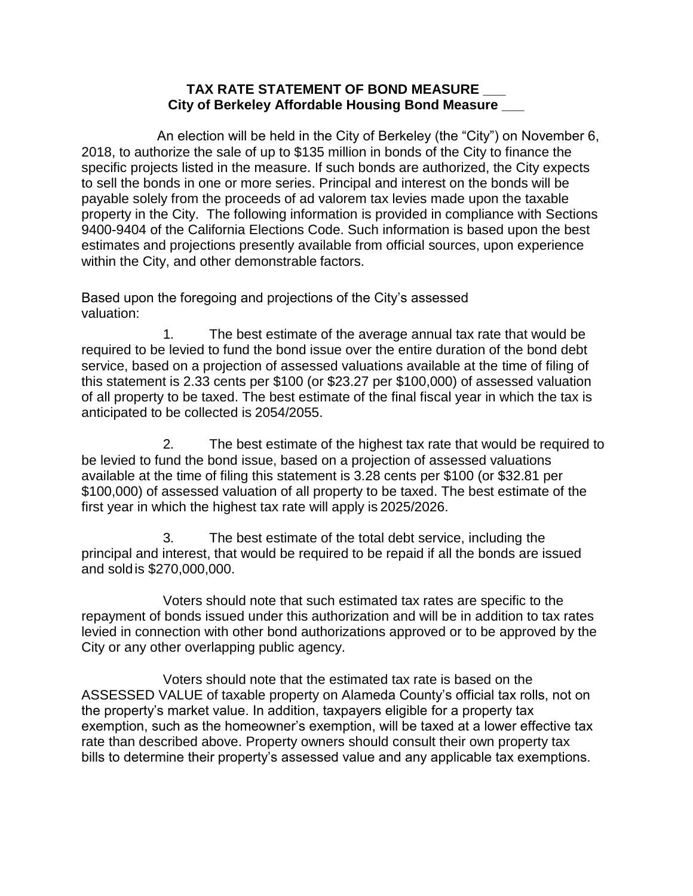**TAX RATE STATEMENT OF BOND MEASURE ___**
**City of Berkeley Affordable Housing Bond Measure ___**

An election will be held in the City of Berkeley (the "City") on November 6, 2018, to authorize the sale of up to $135 million in bonds of the City to finance the specific projects listed in the measure. If such bonds are authorized, the City expects to sell the bonds in one or more series. Principal and interest on the bonds will be payable solely from the proceeds of ad valorem tax levies made upon the taxable property in the City. The following information is provided in compliance with Sections 9400-9404 of the California Elections Code. Such information is based upon the best estimates and projections presently available from official sources, upon experience within the City, and other demonstrable factors.

Based upon the foregoing and projections of the City's assessed valuation:

1. The best estimate of the average annual tax rate that would be required to be levied to fund the bond issue over the entire duration of the bond debt service, based on a projection of assessed valuations available at the time of filing of this statement is 2.33 cents per $100 (or $23.27 per $100,000) of assessed valuation of all property to be taxed. The best estimate of the final fiscal year in which the tax is anticipated to be collected is 2054/2055.

2. The best estimate of the highest tax rate that would be required to be levied to fund the bond issue, based on a projection of assessed valuations available at the time of filing this statement is 3.28 cents per $100 (or $32.81 per $100,000) of assessed valuation of all property to be taxed. The best estimate of the first year in which the highest tax rate will apply is 2025/2026.

3. The best estimate of the total debt service, including the principal and interest, that would be required to be repaid if all the bonds are issued and sold is $270,000,000.

Voters should note that such estimated tax rates are specific to the repayment of bonds issued under this authorization and will be in addition to tax rates levied in connection with other bond authorizations approved or to be approved by the City or any other overlapping public agency.

Voters should note that the estimated tax rate is based on the ASSESSED VALUE of taxable property on Alameda County's official tax rolls, not on the property's market value. In addition, taxpayers eligible for a property tax exemption, such as the homeowner's exemption, will be taxed at a lower effective tax rate than described above. Property owners should consult their own property tax bills to determine their property's assessed value and any applicable tax exemptions.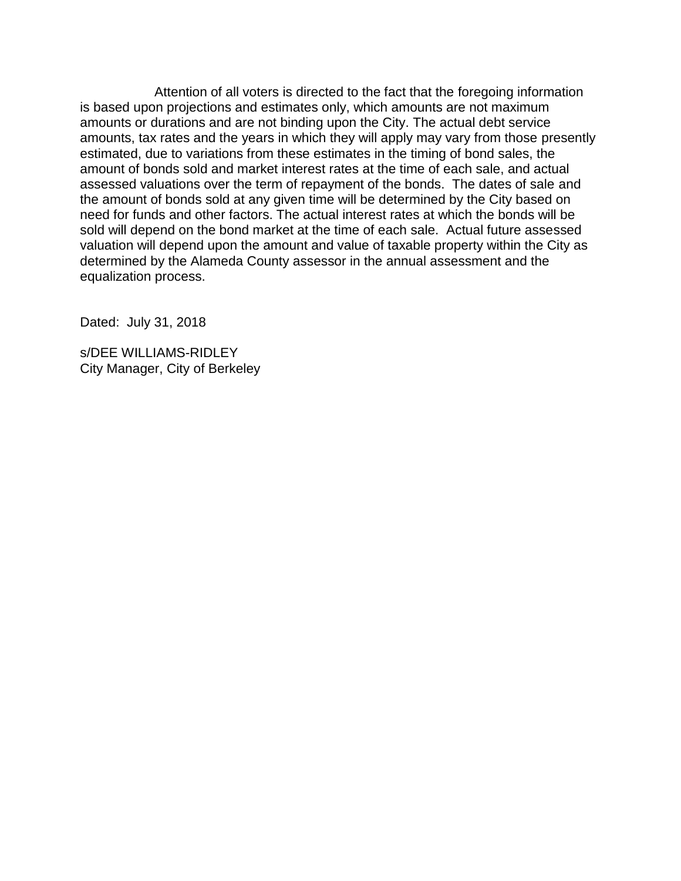Attention of all voters is directed to the fact that the foregoing information is based upon projections and estimates only, which amounts are not maximum amounts or durations and are not binding upon the City. The actual debt service amounts, tax rates and the years in which they will apply may vary from those presently estimated, due to variations from these estimates in the timing of bond sales, the amount of bonds sold and market interest rates at the time of each sale, and actual assessed valuations over the term of repayment of the bonds. The dates of sale and the amount of bonds sold at any given time will be determined by the City based on need for funds and other factors. The actual interest rates at which the bonds will be sold will depend on the bond market at the time of each sale. Actual future assessed valuation will depend upon the amount and value of taxable property within the City as determined by the Alameda County assessor in the annual assessment and the equalization process.

Dated: July 31, 2018

s/DEE WILLIAMS-RIDLEY
City Manager, City of Berkeley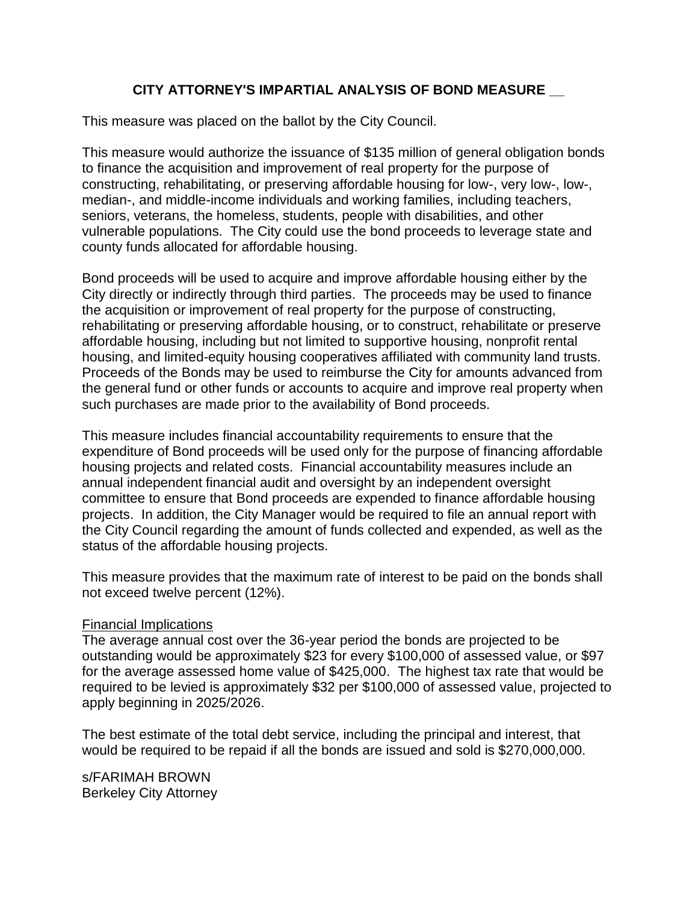# CITY ATTORNEY'S IMPARTIAL ANALYSIS OF BOND MEASURE __

This measure was placed on the ballot by the City Council.

This measure would authorize the issuance of $135 million of general obligation bonds to finance the acquisition and improvement of real property for the purpose of constructing, rehabilitating, or preserving affordable housing for low-, very low-, low-, median-, and middle-income individuals and working families, including teachers, seniors, veterans, the homeless, students, people with disabilities, and other vulnerable populations. The City could use the bond proceeds to leverage state and county funds allocated for affordable housing.

Bond proceeds will be used to acquire and improve affordable housing either by the City directly or indirectly through third parties. The proceeds may be used to finance the acquisition or improvement of real property for the purpose of constructing, rehabilitating or preserving affordable housing, or to construct, rehabilitate or preserve affordable housing, including but not limited to supportive housing, nonprofit rental housing, and limited-equity housing cooperatives affiliated with community land trusts. Proceeds of the Bonds may be used to reimburse the City for amounts advanced from the general fund or other funds or accounts to acquire and improve real property when such purchases are made prior to the availability of Bond proceeds.

This measure includes financial accountability requirements to ensure that the expenditure of Bond proceeds will be used only for the purpose of financing affordable housing projects and related costs. Financial accountability measures include an annual independent financial audit and oversight by an independent oversight committee to ensure that Bond proceeds are expended to finance affordable housing projects. In addition, the City Manager would be required to file an annual report with the City Council regarding the amount of funds collected and expended, as well as the status of the affordable housing projects.

This measure provides that the maximum rate of interest to be paid on the bonds shall not exceed twelve percent (12%).

<u>Financial Implications</u>
The average annual cost over the 36-year period the bonds are projected to be outstanding would be approximately $23 for every $100,000 of assessed value, or $97 for the average assessed home value of $425,000. The highest tax rate that would be required to be levied is approximately $32 per $100,000 of assessed value, projected to apply beginning in 2025/2026.

The best estimate of the total debt service, including the principal and interest, that would be required to be repaid if all the bonds are issued and sold is $270,000,000.

s/FARIMAH BROWN
Berkeley City Attorney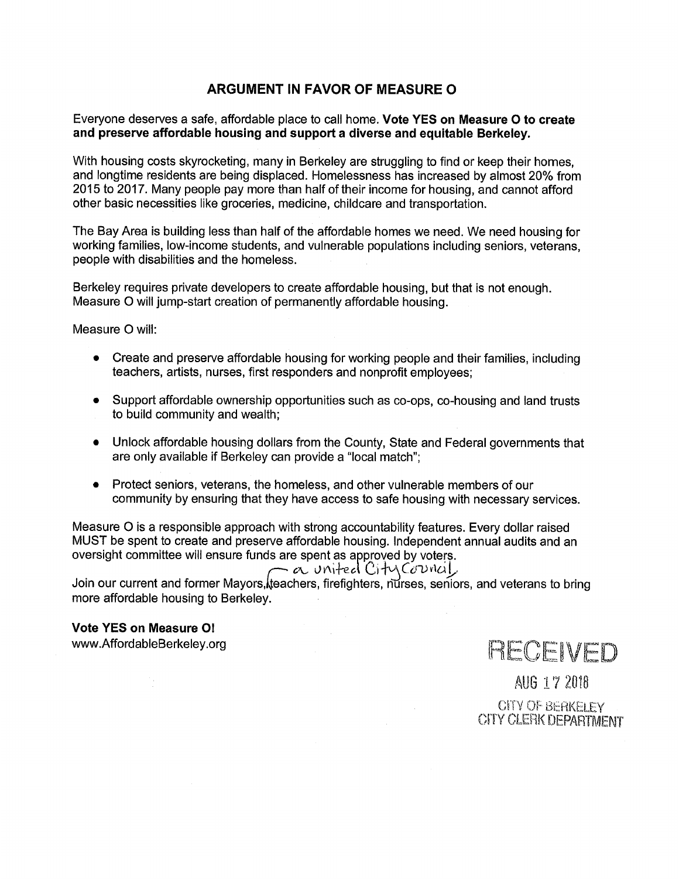# ARGUMENT IN FAVOR OF MEASURE O

Everyone deserves a safe, affordable place to call home. **Vote YES on Measure O to create and preserve affordable housing and support a diverse and equitable Berkeley.**

With housing costs skyrocketing, many in Berkeley are struggling to find or keep their homes, and longtime residents are being displaced. Homelessness has increased by almost 20% from 2015 to 2017. Many people pay more than half of their income for housing, and cannot afford other basic necessities like groceries, medicine, childcare and transportation.

The Bay Area is building less than half of the affordable homes we need. We need housing for working families, low-income students, and vulnerable populations including seniors, veterans, people with disabilities and the homeless.

Berkeley requires private developers to create affordable housing, but that is not enough. Measure O will jump-start creation of permanently affordable housing.

Measure O will:

- Create and preserve affordable housing for working people and their families, including teachers, artists, nurses, first responders and nonprofit employees;
- Support affordable ownership opportunities such as co-ops, co-housing and land trusts to build community and wealth;
- Unlock affordable housing dollars from the County, State and Federal governments that are only available if Berkeley can provide a "local match";
- Protect seniors, veterans, the homeless, and other vulnerable members of our community by ensuring that they have access to safe housing with necessary services.

Measure O is a responsible approach with strong accountability features. Every dollar raised MUST be spent to create and preserve affordable housing. Independent annual audits and an oversight committee will ensure funds are spent as approved by voters.

Join our current and former Mayors, a united City Council, teachers, firefighters, nurses, seniors, and veterans to bring more affordable housing to Berkeley.

**Vote YES on Measure O!**
www.AffordableBerkeley.org

RECEIVED
AUG 17 2018
CITY OF BERKELEY
CITY CLERK DEPARTMENT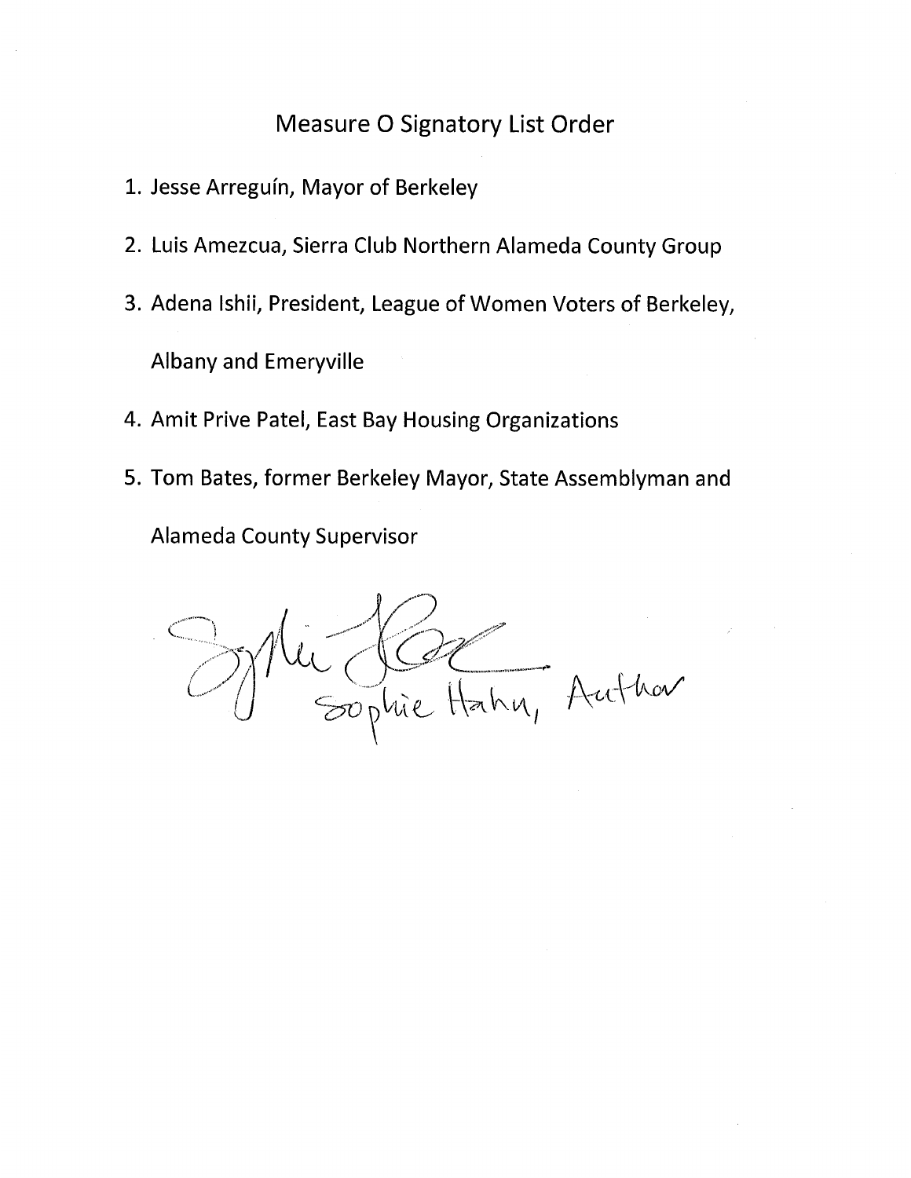# Measure O Signatory List Order

1. Jesse Arreguín, Mayor of Berkeley
2. Luis Amezcua, Sierra Club Northern Alameda County Group
3. Adena Ishii, President, League of Women Voters of Berkeley, Albany and Emeryville
4. Amit Prive Patel, East Bay Housing Organizations
5. Tom Bates, former Berkeley Mayor, State Assemblyman and Alameda County Supervisor

Sophie Hahn, Author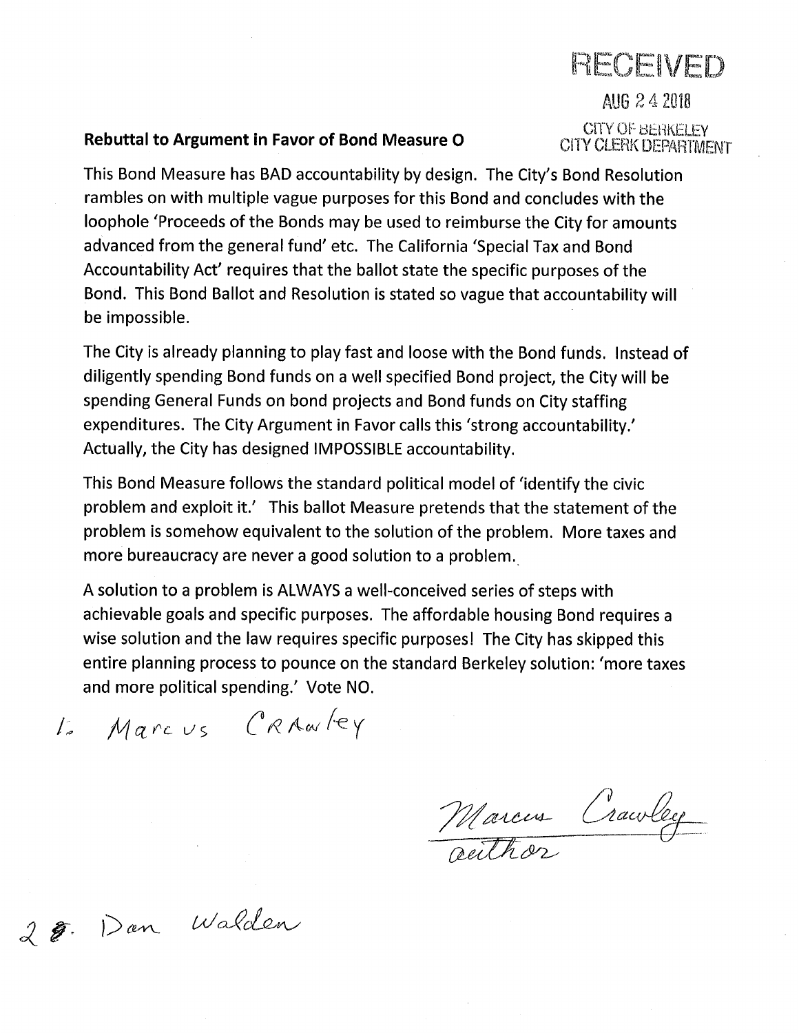RECEIVED

AUG 24 2018

CITY OF BERKELEY
CITY CLERK DEPARTMENT

**Rebuttal to Argument in Favor of Bond Measure O**

This Bond Measure has BAD accountability by design. The City's Bond Resolution rambles on with multiple vague purposes for this Bond and concludes with the loophole 'Proceeds of the Bonds may be used to reimburse the City for amounts advanced from the general fund' etc. The California 'Special Tax and Bond Accountability Act' requires that the ballot state the specific purposes of the Bond. This Bond Ballot and Resolution is stated so vague that accountability will be impossible.

The City is already planning to play fast and loose with the Bond funds. Instead of diligently spending Bond funds on a well specified Bond project, the City will be spending General Funds on bond projects and Bond funds on City staffing expenditures. The City Argument in Favor calls this 'strong accountability.' Actually, the City has designed IMPOSSIBLE accountability.

This Bond Measure follows the standard political model of 'identify the civic problem and exploit it.' This ballot Measure pretends that the statement of the problem is somehow equivalent to the solution of the problem. More taxes and more bureaucracy are never a good solution to a problem.

A solution to a problem is ALWAYS a well-conceived series of steps with achievable goals and specific purposes. The affordable housing Bond requires a wise solution and the law requires specific purposes! The City has skipped this entire planning process to pounce on the standard Berkeley solution: 'more taxes and more political spending.' Vote NO.

1. Marcus CRAwley

Marcus Crawley
author

2. Dan Walden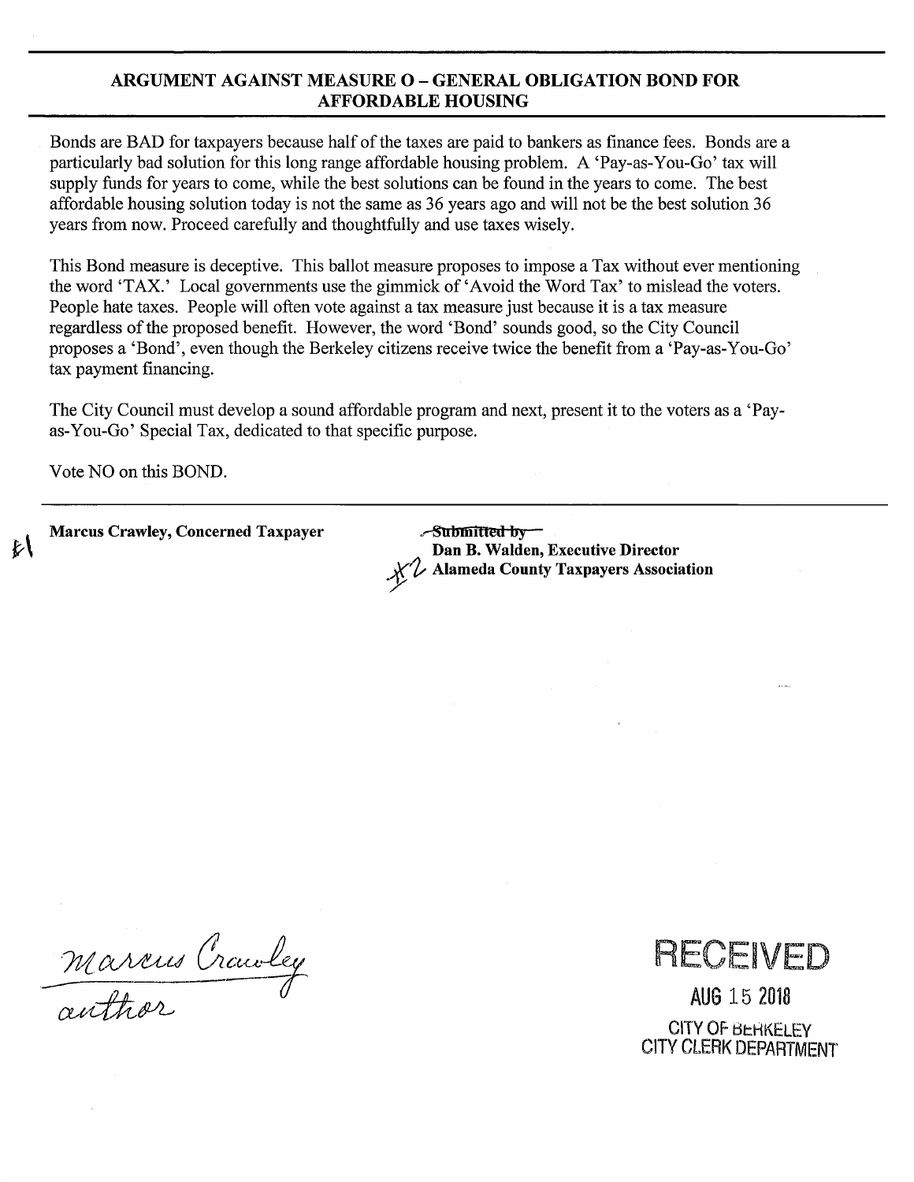## ARGUMENT AGAINST MEASURE O – GENERAL OBLIGATION BOND FOR AFFORDABLE HOUSING

Bonds are BAD for taxpayers because half of the taxes are paid to bankers as finance fees. Bonds are a particularly bad solution for this long range affordable housing problem. A 'Pay-as-You-Go' tax will supply funds for years to come, while the best solutions can be found in the years to come. The best affordable housing solution today is not the same as 36 years ago and will not be the best solution 36 years from now. Proceed carefully and thoughtfully and use taxes wisely.

This Bond measure is deceptive. This ballot measure proposes to impose a Tax without ever mentioning the word 'TAX.' Local governments use the gimmick of 'Avoid the Word Tax' to mislead the voters. People hate taxes. People will often vote against a tax measure just because it is a tax measure regardless of the proposed benefit. However, the word 'Bond' sounds good, so the City Council proposes a 'Bond', even though the Berkeley citizens receive twice the benefit from a 'Pay-as-You-Go' tax payment financing.

The City Council must develop a sound affordable program and next, present it to the voters as a 'Pay-as-You-Go' Special Tax, dedicated to that specific purpose.

Vote NO on this BOND.

---

#1 **Marcus Crawley, Concerned Taxpayer**

~~Submitted by~~
#2 **Dan B. Walden, Executive Director**
**Alameda County Taxpayers Association**

Marcus Crawley
author

RECEIVED
AUG 15 2018
CITY OF BERKELEY
CITY CLERK DEPARTMENT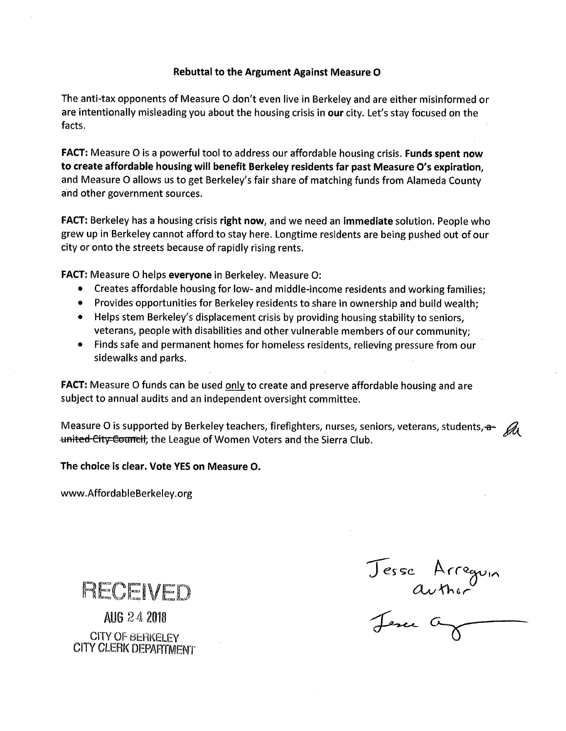## Rebuttal to the Argument Against Measure O

The anti-tax opponents of Measure O don't even live in Berkeley and are either misinformed or are intentionally misleading you about the housing crisis in **our** city. Let's stay focused on the facts.

**FACT:** Measure O is a powerful tool to address our affordable housing crisis. **Funds spent now to create affordable housing will benefit Berkeley residents far past Measure O's expiration,** and Measure O allows us to get Berkeley's fair share of matching funds from Alameda County and other government sources.

**FACT:** Berkeley has a housing crisis **right now**, and we need an **immediate** solution. People who grew up in Berkeley cannot afford to stay here. Longtime residents are being pushed out of our city or onto the streets because of rapidly rising rents.

**FACT:** Measure O helps **everyone** in Berkeley. Measure O:

- Creates affordable housing for low- and middle-income residents and working families;
- Provides opportunities for Berkeley residents to share in ownership and build wealth;
- Helps stem Berkeley's displacement crisis by providing housing stability to seniors, veterans, people with disabilities and other vulnerable members of our community;
- Finds safe and permanent homes for homeless residents, relieving pressure from our sidewalks and parks.

**FACT:** Measure O funds can be used only to create and preserve affordable housing and are subject to annual audits and an independent oversight committee.

Measure O is supported by Berkeley teachers, firefighters, nurses, seniors, veterans, students, ~~a united City Council~~, the League of Women Voters and the Sierra Club.

**The choice is clear. Vote YES on Measure O.**

www.AffordableBerkeley.org

RECEIVED

AUG 24 2018

CITY OF BERKELEY
CITY CLERK DEPARTMENT

Jesse Arreguin
author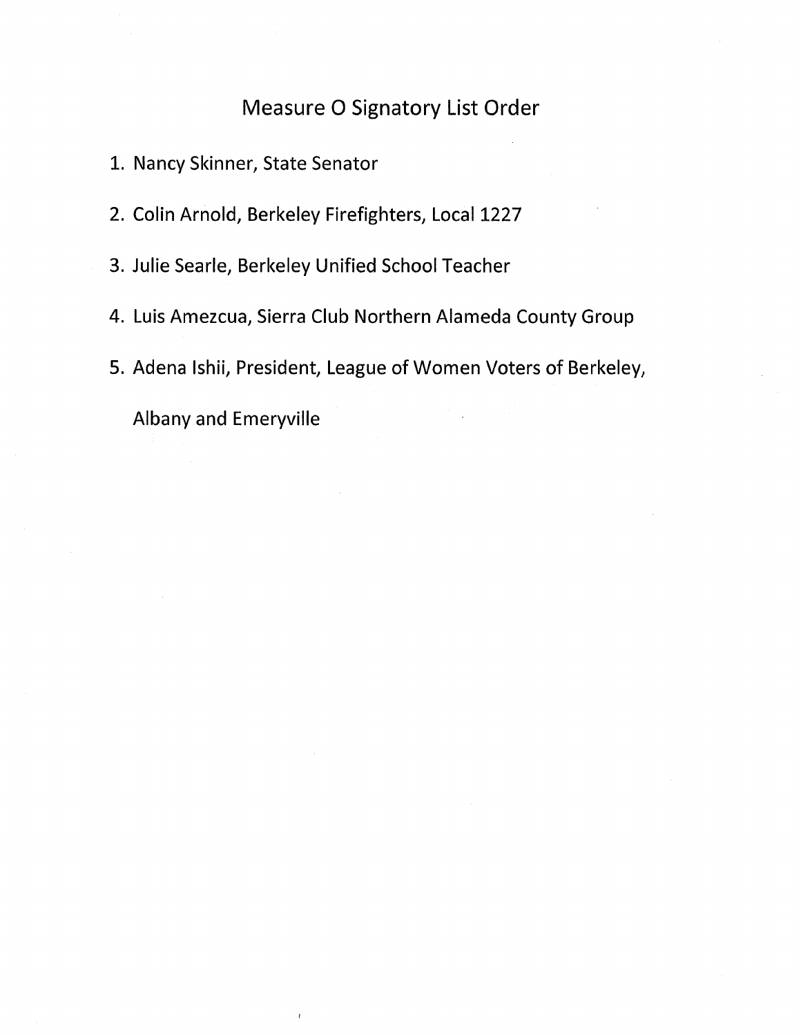# Measure O Signatory List Order

1. Nancy Skinner, State Senator
2. Colin Arnold, Berkeley Firefighters, Local 1227
3. Julie Searle, Berkeley Unified School Teacher
4. Luis Amezcua, Sierra Club Northern Alameda County Group
5. Adena Ishii, President, League of Women Voters of Berkeley, Albany and Emeryville